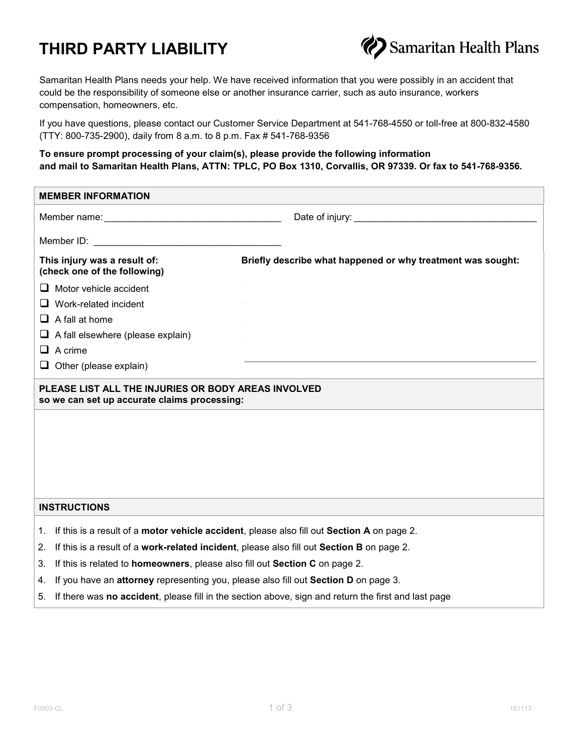# THIRD PARTY LIABILITY

Samaritan Health Plans

Samaritan Health Plans needs your help. We have received information that you were possibly in an accident that could be the responsibility of someone else or another insurance carrier, such as auto insurance, workers compensation, homeowners, etc.

If you have questions, please contact our Customer Service Department at 541-768-4550 or toll-free at 800-832-4580 (TTY: 800-735-2900), daily from 8 a.m. to 8 p.m. Fax # 541-768-9356

**To ensure prompt processing of your claim(s), please provide the following information and mail to Samaritan Health Plans, ATTN: TPLC, PO Box 1310, Corvallis, OR 97339. Or fax to 541-768-9356.**

## MEMBER INFORMATION

Member name: ___________________________________ Date of injury: ___________________________________

Member ID: ___________________________________

**This injury was a result of: (check one of the following)**

- ☐ Motor vehicle accident
- ☐ Work-related incident
- ☐ A fall at home
- ☐ A fall elsewhere (please explain)
- ☐ A crime
- ☐ Other (please explain)

**Briefly describe what happened or why treatment was sought:**

___________________________________________________________

## PLEASE LIST ALL THE INJURIES OR BODY AREAS INVOLVED
**so we can set up accurate claims processing:**

## INSTRUCTIONS

1. If this is a result of a **motor vehicle accident**, please also fill out **Section A** on page 2.
2. If this is a result of a **work-related incident**, please also fill out **Section B** on page 2.
3. If this is related to **homeowners**, please also fill out **Section C** on page 2.
4. If you have an **attorney** representing you, please also fill out **Section D** on page 3.
5. If there was **no accident**, please fill in the section above, sign and return the first and last page

F0003-CL 181113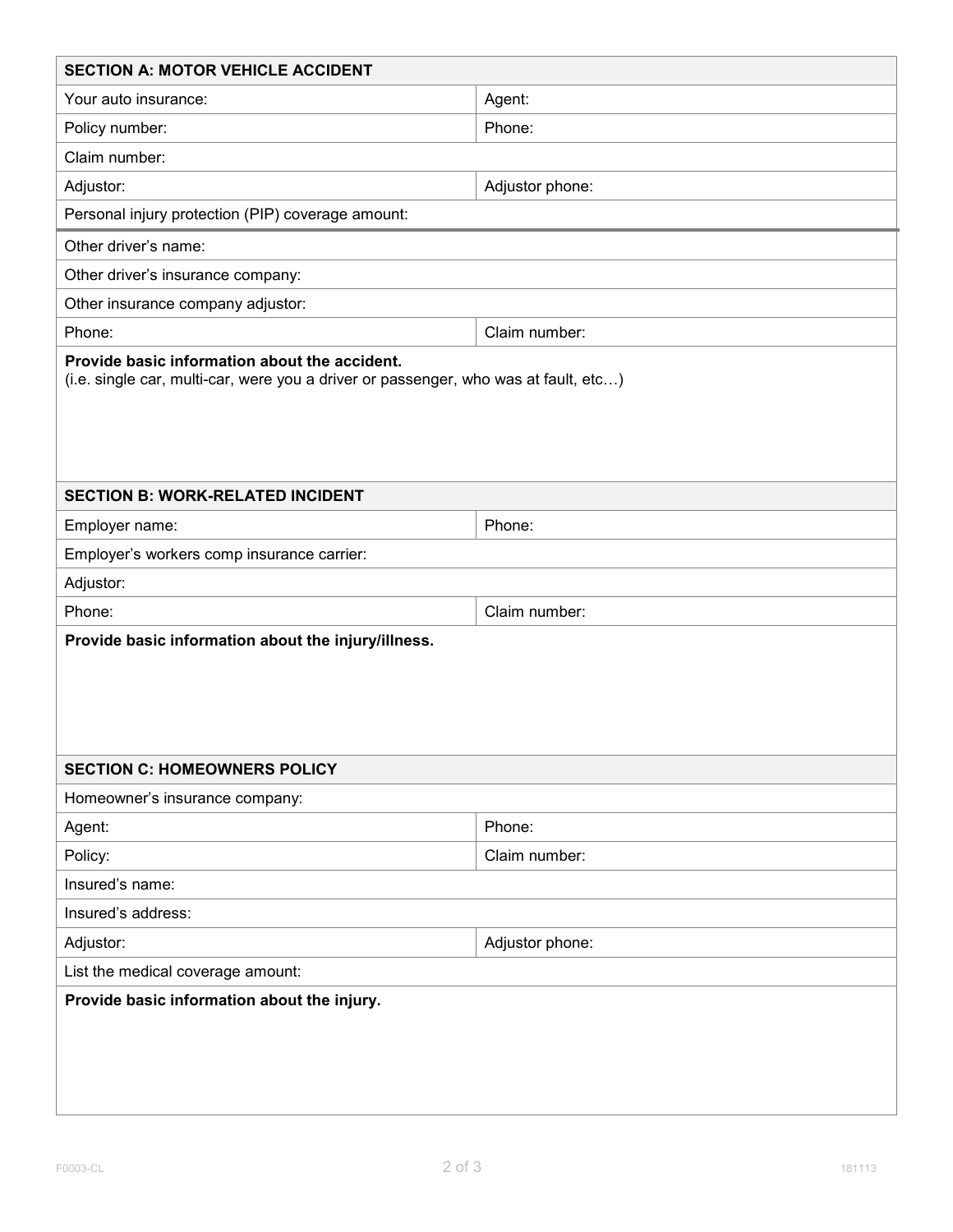| SECTION A: MOTOR VEHICLE ACCIDENT | |
|---|---|
| Your auto insurance: | Agent: |
| Policy number: | Phone: |
| Claim number: | |
| Adjustor: | Adjustor phone: |
| Personal injury protection (PIP) coverage amount: | |
| Other driver's name: | |
| Other driver's insurance company: | |
| Other insurance company adjustor: | |
| Phone: | Claim number: |

**Provide basic information about the accident.**
(i.e. single car, multi-car, were you a driver or passenger, who was at fault, etc…)

| SECTION B: WORK-RELATED INCIDENT | |
|---|---|
| Employer name: | Phone: |
| Employer's workers comp insurance carrier: | |
| Adjustor: | |
| Phone: | Claim number: |

**Provide basic information about the injury/illness.**

| SECTION C: HOMEOWNERS POLICY | |
|---|---|
| Homeowner's insurance company: | |
| Agent: | Phone: |
| Policy: | Claim number: |
| Insured's name: | |
| Insured's address: | |
| Adjustor: | Adjustor phone: |
| List the medical coverage amount: | |

**Provide basic information about the injury.**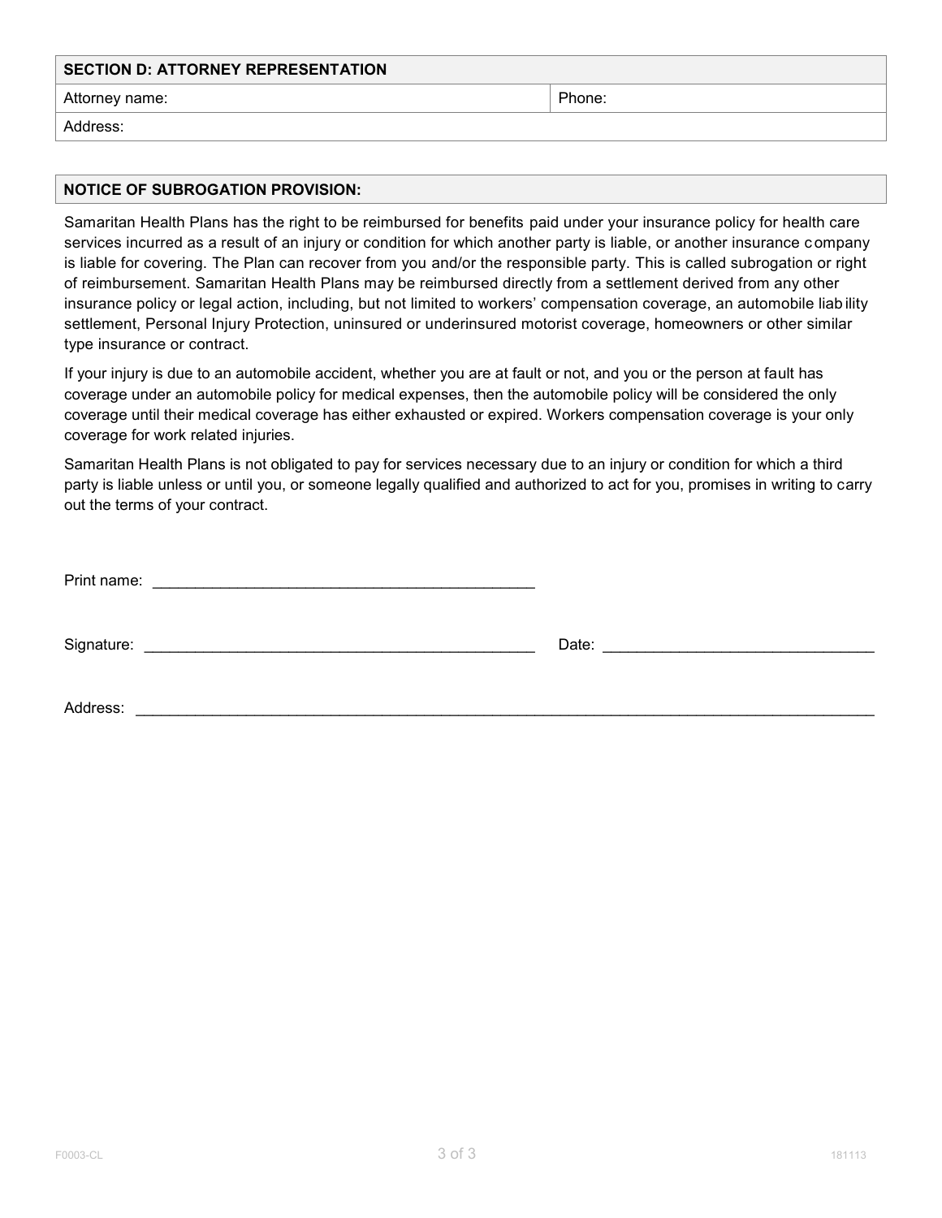| SECTION D: ATTORNEY REPRESENTATION | |
|---|---|
| Attorney name: | Phone: |
| Address: | |

**NOTICE OF SUBROGATION PROVISION:**

Samaritan Health Plans has the right to be reimbursed for benefits paid under your insurance policy for health care services incurred as a result of an injury or condition for which another party is liable, or another insurance company is liable for covering. The Plan can recover from you and/or the responsible party. This is called subrogation or right of reimbursement. Samaritan Health Plans may be reimbursed directly from a settlement derived from any other insurance policy or legal action, including, but not limited to workers' compensation coverage, an automobile liability settlement, Personal Injury Protection, uninsured or underinsured motorist coverage, homeowners or other similar type insurance or contract.

If your injury is due to an automobile accident, whether you are at fault or not, and you or the person at fault has coverage under an automobile policy for medical expenses, then the automobile policy will be considered the only coverage until their medical coverage has either exhausted or expired. Workers compensation coverage is your only coverage for work related injuries.

Samaritan Health Plans is not obligated to pay for services necessary due to an injury or condition for which a third party is liable unless or until you, or someone legally qualified and authorized to act for you, promises in writing to carry out the terms of your contract.

Print name: ____________________________________________

Signature: ______________________________________________ Date: ________________________________

Address: ________________________________________________________________________________________

F0003-CL 181113